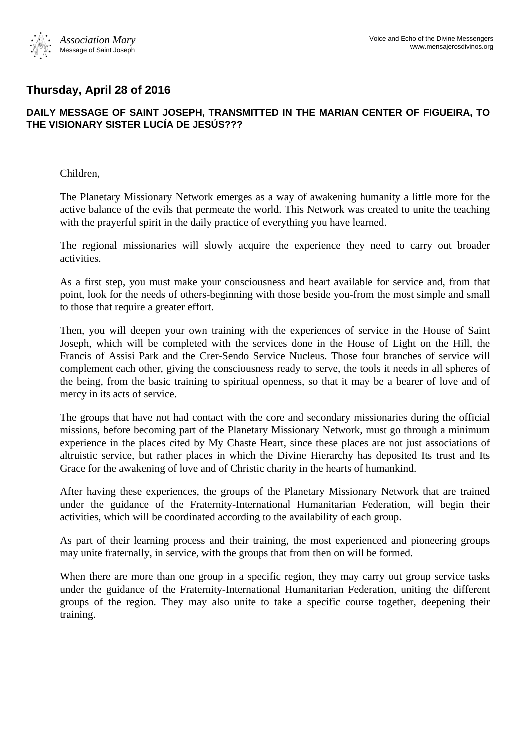## Thursday, April 28 of 2016

### DAILY MESSAGE OF SAINT JOSEPH, TRANSMITTED IN THE MARIAN CENTER OF FIGUEIRA, TO THE VISIONARY SISTER LUCÍA DE JESÚS???

Children,

The Planetary Missionary Network emerges as a way of awakening humanity a little more for the active balance of the evils that permeate the world. This Network was created to unite the teaching with the prayerful spirit in the daily practice of everything you have learned.

The regional missionaries will slowly acquire the experience they need to carry out broader activities.

As a first step, you must make your consciousness and heart available for service and, from that point, look for the needs of others-beginning with those beside you-from the most simple and small to those that require a greater effort.

Then, you will deepen your own training with the experiences of service in the House of Saint Joseph, which will be completed with the services done in the House of Light on the Hill, the Francis of Assisi Park and the Crer-Sendo Service Nucleus. Those four branches of service will complement each other, giving the consciousness ready to serve, the tools it needs in all spheres of the being, from the basic training to spiritual openness, so that it may be a bearer of love and of mercy in its acts of service.

The groups that have not had contact with the core and secondary missionaries during the official missions, before becoming part of the Planetary Missionary Network, must go through a minimum experience in the places cited by My Chaste Heart, since these places are not just associations of altruistic service, but rather places in which the Divine Hierarchy has deposited Its trust and Its Grace for the awakening of love and of Christic charity in the hearts of humankind.

After having these experiences, the groups of the Planetary Missionary Network that are trained under the guidance of the Fraternity-International Humanitarian Federation, will begin their activities, which will be coordinated according to the availability of each group.

As part of their learning process and their training, the most experienced and pioneering groups may unite fraternally, in service, with the groups that from then on will be formed.

When there are more than one group in a specific region, they may carry out group service tasks under the guidance of the Fraternity-International Humanitarian Federation, uniting the different groups of the region. They may also unite to take a specific course together, deepening their training.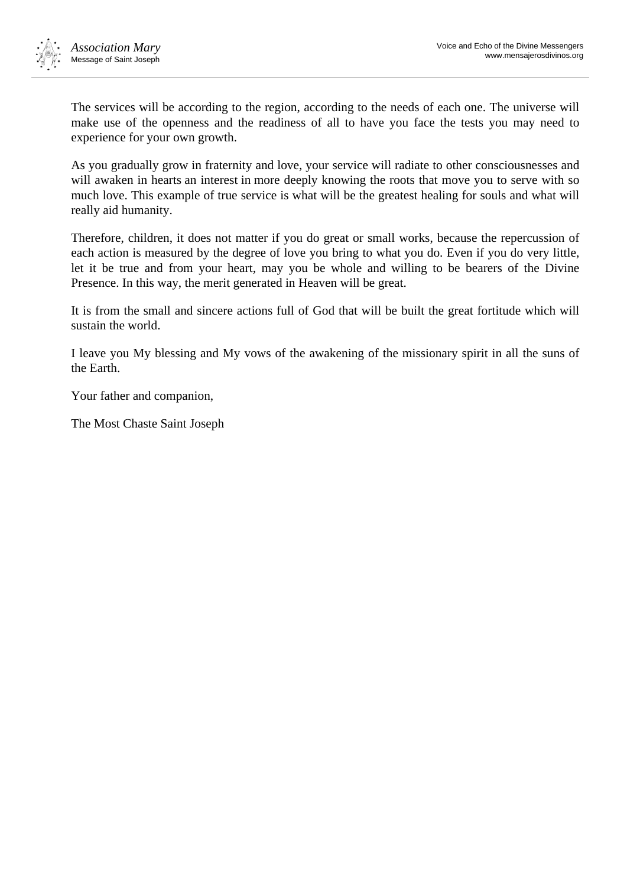The services will be according to the region, according to the needs of each one. The universe will make use of the openness and the readiness of all to have you face the tests you may need to experience for your own growth.

As you gradually grow in fraternity and love, your service will radiate to other consciousnesses and will awaken in hearts an interest in more deeply knowing the roots that move you to serve with so much love. This example of true service is what will be the greatest healing for souls and what will really aid humanity.

Therefore, children, it does not matter if you do great or small works, because the repercussion of each action is measured by the degree of love you bring to what you do. Even if you do very little, let it be true and from your heart, may you be whole and willing to be bearers of the Divine Presence. In this way, the merit generated in Heaven will be great.

It is from the small and sincere actions full of God that will be built the great fortitude which will sustain the world.

I leave you My blessing and My vows of the awakening of the missionary spirit in all the suns of the Earth.

Your father and companion,

The Most Chaste Saint Joseph